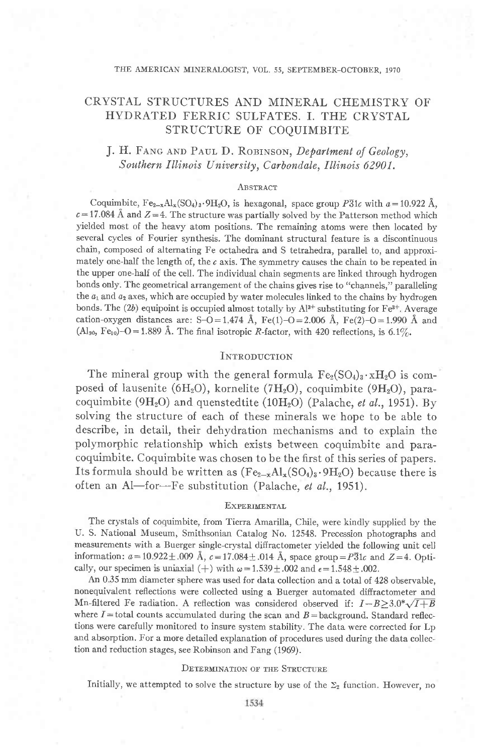# CRYSTAL STRUCTURES AND MINERAL CHEMISTRY OF HYDRATED FERRIC SULFATES. I. THE CRYSTAL STRUCTURE OF COQUIMBITE

J. H. FANG AND PAUL D. ROBINSON, *Department of Geology, Southern Illinois University, Carbondale, Illinois 62901.*

## ABSTRACT

Coquimbite, $Fe_{2-x}Al_x(SO_4)_3 \cdot 9H_2O$, is hexagonal, space group $P\bar{3}1c$ with $a = 10.922$ Å, $c = 17.084$ Å and $Z = 4$. The structure was partially solved by the Patterson method which yielded most of the heavy atom positions. The remaining atoms were then located by several cycles of Fourier synthesis. The dominant structural feature is a discontinuous chain, composed of alternating Fe octahedra and S tetrahedra, parallel to, and approximately one-half the length of, the $c$ axis. The symmetry causes the chain to be repeated in the upper one-half of the cell. The individual chain segments are linked through hydrogen bonds only. The geometrical arrangement of the chains gives rise to "channels," paralleling the $a_1$ and $a_2$ axes, which are occupied by water molecules linked to the chains by hydrogen bonds. The (2b) equipoint is occupied almost totally by $Al^{3+}$ substituting for $Fe^{3+}$. Average cation-oxygen distances are: S–O = 1.474 Å, Fe(1)–O = 2.006 Å, Fe(2)–O = 1.990 Å and $(Al_{90}, Fe_{10})$–O = 1.889 Å. The final isotropic $R$-factor, with 420 reflections, is 6.1%.

## INTRODUCTION

The mineral group with the general formula $Fe_2(SO_4)_3 \cdot xH_2O$ is composed of lausenite ($6H_2O$), kornelite ($7H_2O$), coquimbite ($9H_2O$), paracoquimbite ($9H_2O$) and quenstedtite ($10H_2O$) (Palache, *et al.*, 1951). By solving the structure of each of these minerals we hope to be able to describe, in detail, their dehydration mechanisms and to explain the polymorphic relationship which exists between coquimbite and paracoquimbite. Coquimbite was chosen to be the first of this series of papers. Its formula should be written as ($Fe_{2-x}Al_x(SO_4)_3 \cdot 9H_2O$) because there is often an Al—for—Fe substitution (Palache, *et al.*, 1951).

## EXPERIMENTAL

The crystals of coquimbite, from Tierra Amarilla, Chile, were kindly supplied by the U. S. National Museum, Smithsonian Catalog No. 12548. Precession photographs and measurements with a Buerger single-crystal diffractometer yielded the following unit cell information: $a = 10.922 \pm .009$ Å, $c = 17.084 \pm .014$ Å, space group = $P\bar{3}1c$ and $Z = 4$. Optically, our specimen is uniaxial (+) with $\omega = 1.539 \pm .002$ and $\epsilon = 1.548 \pm .002$.

An 0.35 mm diameter sphere was used for data collection and a total of 428 observable, nonequivalent reflections were collected using a Buerger automated diffractometer and Mn-filtered Fe radiation. A reflection was considered observed if: $I - B \geq 3.0^* \sqrt{I + B}$ where $I$ = total counts accumulated during the scan and $B$ = background. Standard reflections were carefully monitored to insure system stability. The data were corrected for Lp and absorption. For a more detailed explanation of procedures used during the data collection and reduction stages, see Robinson and Fang (1969).

## DETERMINATION OF THE STRUCTURE

Initially, we attempted to solve the structure by use of the $\Sigma_2$ function. However, no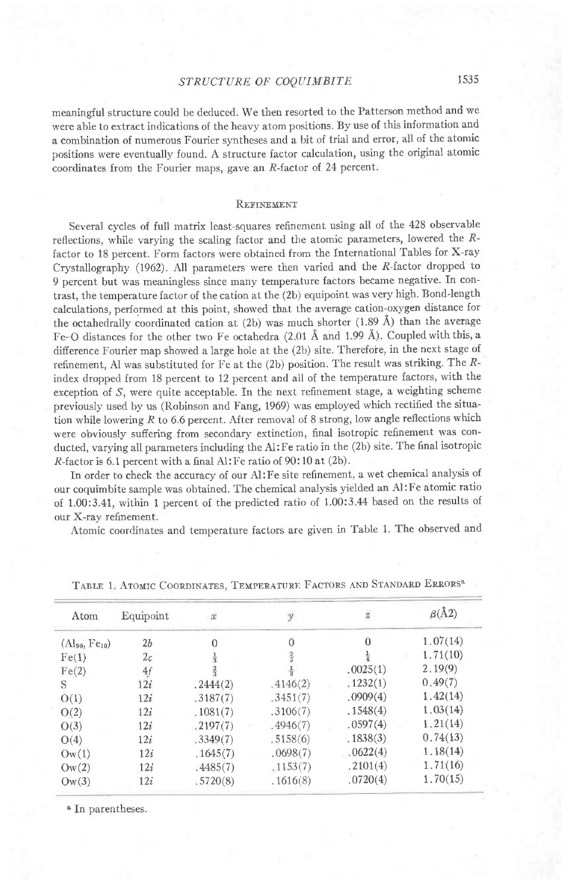meaningful structure could be deduced. We then resorted to the Patterson method and we were able to extract indications of the heavy atom positions. By use of this information and a combination of numerous Fourier syntheses and a bit of trial and error, all of the atomic positions were eventually found. A structure factor calculation, using the original atomic coordinates from the Fourier maps, gave an $R$-factor of 24 percent.

## Refinement

Several cycles of full matrix least-squares refinement using all of the 428 observable reflections, while varying the scaling factor and the atomic parameters, lowered the $R$-factor to 18 percent. Form factors were obtained from the International Tables for X-ray Crystallography (1962). All parameters were then varied and the $R$-factor dropped to 9 percent but was meaningless since many temperature factors became negative. In contrast, the temperature factor of the cation at the (2b) equipoint was very high. Bond-length calculations, performed at this point, showed that the average cation-oxygen distance for the octahedrally coordinated cation at (2b) was much shorter (1.89 Å) than the average Fe–O distances for the other two Fe octahedra (2.01 Å and 1.99 Å). Coupled with this, a difference Fourier map showed a large hole at the (2b) site. Therefore, in the next stage of refinement, Al was substituted for Fe at the (2b) position. The result was striking. The $R$-index dropped from 18 percent to 12 percent and all of the temperature factors, with the exception of $S$, were quite acceptable. In the next refinement stage, a weighting scheme previously used by us (Robinson and Fang, 1969) was employed which rectified the situation while lowering $R$ to 6.6 percent. After removal of 8 strong, low angle reflections which were obviously suffering from secondary extinction, final isotropic refinement was conducted, varying all parameters including the Al:Fe ratio in the (2b) site. The final isotropic $R$-factor is 6.1 percent with a final Al:Fe ratio of 90:10 at (2b).

In order to check the accuracy of our Al:Fe site refinement, a wet chemical analysis of our coquimbite sample was obtained. The chemical analysis yielded an Al:Fe atomic ratio of 1.00:3.41, within 1 percent of the predicted ratio of 1.00:3.44 based on the results of our X-ray refinement.

Atomic coordinates and temperature factors are given in Table 1. The observed and

Table 1. Atomic Coordinates, Temperature Factors and Standard Errors[a]

| Atom | Equipoint | $x$ | $y$ | $z$ | $\beta(\text{Å}^2)$ |
|---|---|---|---|---|---|
| $(Al_{90}, Fe_{10})$ | $2b$ | 0 | 0 | 0 | 1.07(14) |
| Fe(1) | $2c$ | $\frac{1}{3}$ | $\frac{2}{3}$ | $\frac{1}{4}$ | 1.71(10) |
| Fe(2) | $4f$ | $\frac{2}{3}$ | $\frac{1}{3}$ | .0025(1) | 2.19(9) |
| S | $12i$ | .2444(2) | .4146(2) | .1232(1) | 0.49(7) |
| O(1) | $12i$ | .3187(7) | .3451(7) | .0909(4) | 1.42(14) |
| O(2) | $12i$ | .1081(7) | .3106(7) | .1548(4) | 1.03(14) |
| O(3) | $12i$ | .2197(7) | .4946(7) | .0597(4) | 1.21(14) |
| O(4) | $12i$ | .3349(7) | .5158(6) | .1838(3) | 0.74(13) |
| Ow(1) | $12i$ | .1645(7) | .0698(7) | .0622(4) | 1.18(14) |
| Ow(2) | $12i$ | .4485(7) | .1153(7) | .2101(4) | 1.71(16) |
| Ow(3) | $12i$ | .5720(8) | .1616(8) | .0720(4) | 1.70(15) |

[a] In parentheses.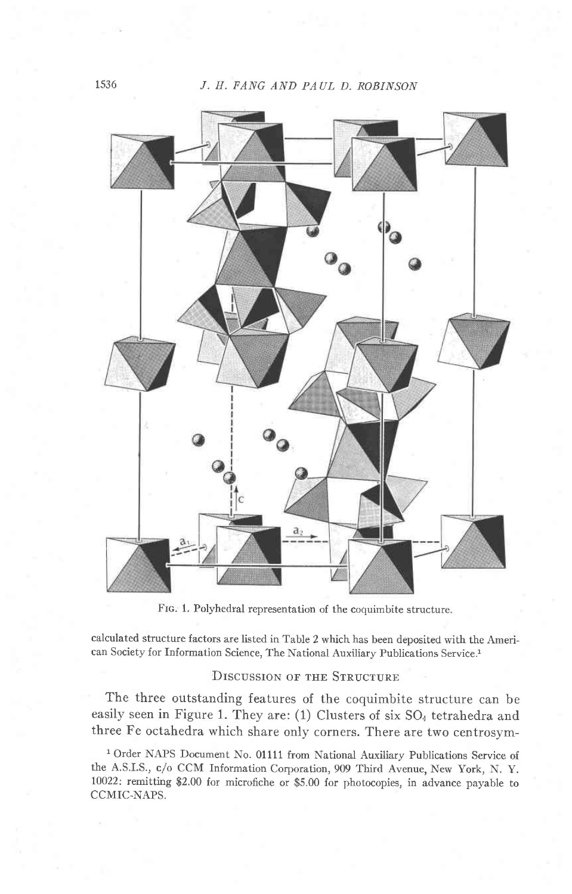FIG. 1. Polyhedral representation of the coquimbite structure.

calculated structure factors are listed in Table 2 which has been deposited with the American Society for Information Science, The National Auxiliary Publications Service.[1]

## Discussion of the Structure

The three outstanding features of the coquimbite structure can be easily seen in Figure 1. They are: (1) Clusters of six $SO_4$ tetrahedra and three Fe octahedra which share only corners. There are two centrosym-

[1] Order NAPS Document No. 01111 from National Auxiliary Publications Service of the A.S.I.S., c/o CCM Information Corporation, 909 Third Avenue, New York, N. Y. 10022: remitting $2.00 for microfiche or $5.00 for photocopies, in advance payable to CCMIC-NAPS.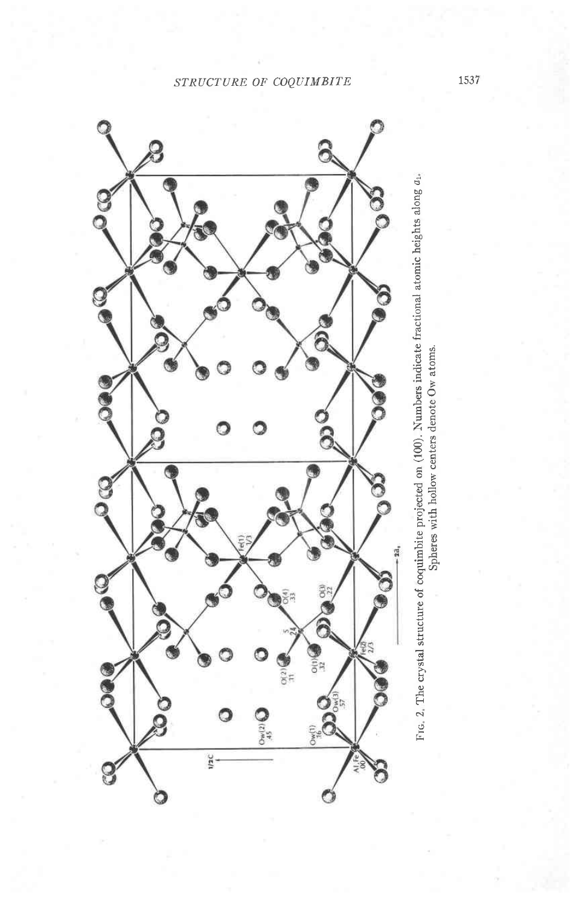Fig. 2. The crystal structure of coquimbite projected on (100). Numbers indicate fractional atomic heights along $a_1$. Spheres with hollow centers denote Ow atoms.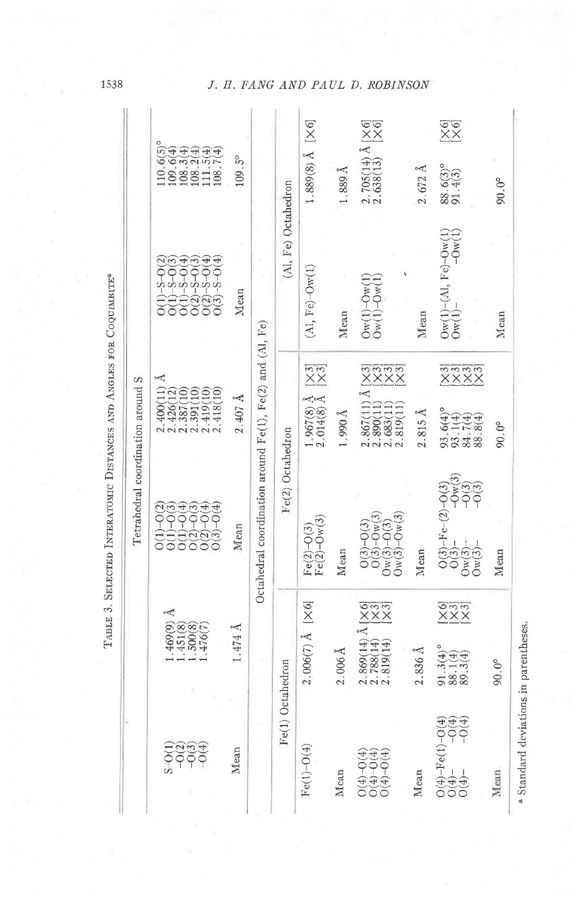TABLE 3. SELECTED INTERATOMIC DISTANCES AND ANGLES FOR COQUIMBITE[a]

**Tetrahedral coordination around S**

| | | | | | |
|---|---|---|---|---|---|
| S–O(1) | 1.460(9) Å | O(1)–O(2) | 2.400(11) Å | O(1)–S–O(2) | 110.6(5)° |
| –O(2) | 1.451(8) | O(1)–O(3) | 2.426(12) | O(1)–S–O(3) | 109.6(4) |
| –O(3) | 1.500(8) | O(1)–O(4) | 2.387(10) | O(1)–S–O(4) | 108.3(4) |
| –O(4) | 1.476(7) | O(2)–O(3) | 2.391(10) | O(2)–S–O(3) | 108.2(4) |
| | | O(2)–O(4) | 2.419(10) | O(2)–S–O(4) | 111.5(4) |
| | | O(3)–O(4) | 2.418(10) | O(3)–S–O(4) | 108.7(4) |
| Mean | 1.474 Å | Mean | 2.407 Å | Mean | 109.5° |

**Octahedral coordination around Fe(1), Fe(2) and (Al, Fe)**

| Fe(1) Octahedron | | Fe(2) Octahedron | | (Al, Fe) Octahedron | |
|---|---|---|---|---|---|
| Fe(1)–O(4) | 2.006(7) Å [×6] | Fe(2)–O(3) | 1.967(8) Å [×3] | (Al, Fe)–Ow(1) | 1.889(8) Å [×6] |
| | | Fe(2)–Ow(3) | 2.014(8) Å [×3] | | |
| Mean | 2.006 Å | Mean | 1.990 Å | Mean | 1.889 Å |
| O(4)–O(4) | 2.869(14) Å [×6] | O(3)–O(3) | 2.867(11) Å [×3] | Ow(1)–Ow(1) | 2.705(14) Å [×6] |
| O(4)–O(4) | 2.788(14) [×3] | O(3)–Ow(3) | 2.890(11) [×3] | Ow(1)–Ow(1) | 2.638(13) [×6] |
| O(4)–O(4) | 2.819(14) [×3] | Ow(3)–O(3) | 2.683(11) [×3] | | |
| | | Ow(3)–Ow(3) | 2.819(11) [×3] | | |
| Mean | 2.836 Å | Mean | 2.815 Å | Mean | 2.672 Å |
| O(4)–Fe(1)–O(4) | 91.3(4)° [×6] | O(3)–Fe(2)–O(3) | 93.6(4)° [×3] | Ow(1)–(Al, Fe)–Ow(1) | 88.6(3)° [×6] |
| O(4)– –O(4) | 88.1(4) [×3] | O(3)– –Ow(3) | 93.1(4) [×3] | Ow(1)– –Ow(1) | 91.4(3) [×6] |
| O(4)– –O(4) | 89.3(4) [×3] | Ow(3)– –O(3) | 84.7(4) [×3] | | |
| | | Ow(3)– –O(3) | 88.8(4) [×3] | | |
| Mean | 90.0° | Mean | 90.0° | Mean | 90.0° |

[a] Standard deviations in parentheses.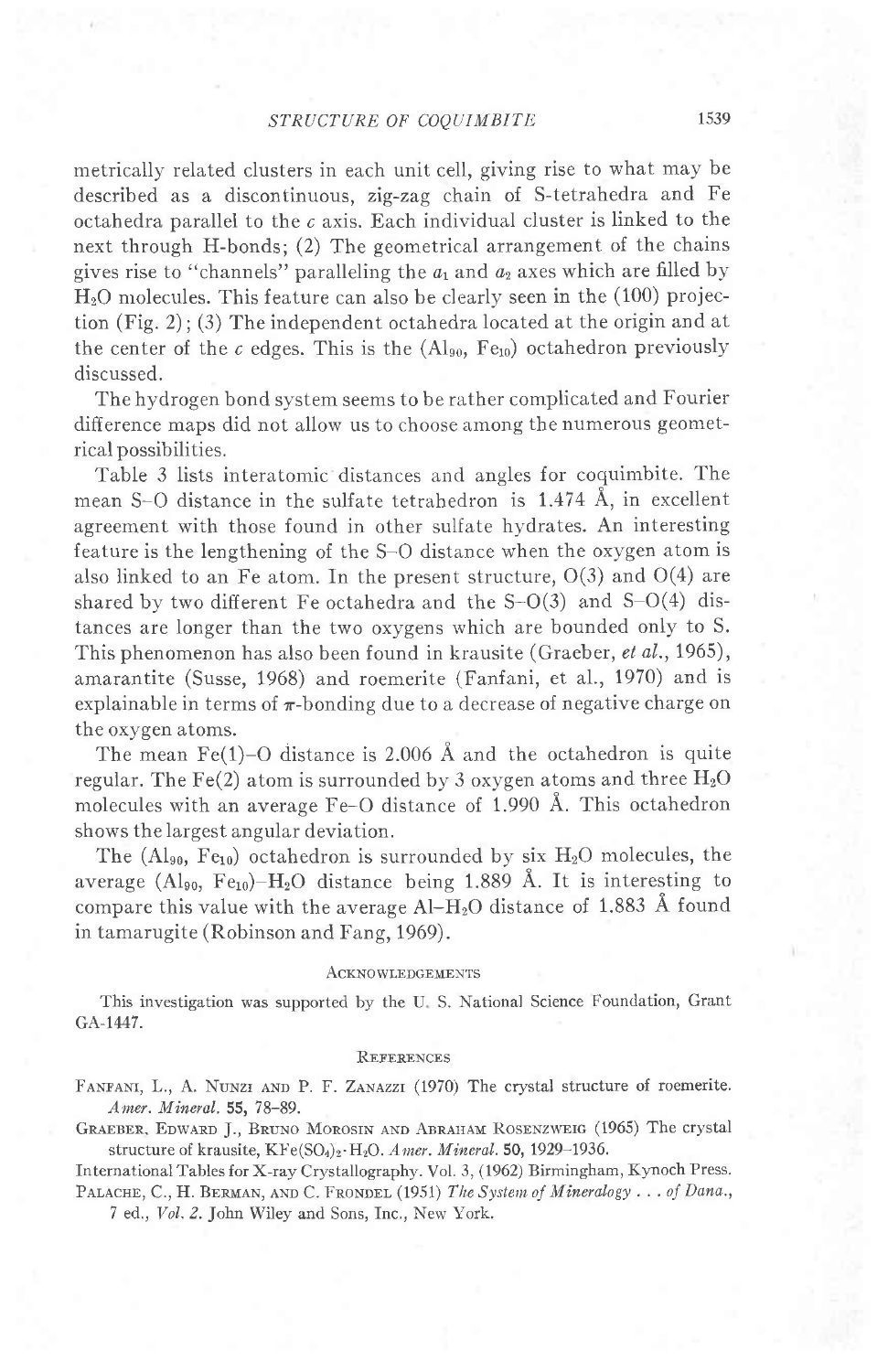metrically related clusters in each unit cell, giving rise to what may be described as a discontinuous, zig-zag chain of S-tetrahedra and Fe octahedra parallel to the *c* axis. Each individual cluster is linked to the next through H-bonds; (2) The geometrical arrangement of the chains gives rise to "channels" paralleling the $a_1$ and $a_2$ axes which are filled by $H_2O$ molecules. This feature can also be clearly seen in the (100) projection (Fig. 2); (3) The independent octahedra located at the origin and at the center of the *c* edges. This is the ($Al_{90}$, $Fe_{10}$) octahedron previously discussed.

The hydrogen bond system seems to be rather complicated and Fourier difference maps did not allow us to choose among the numerous geometrical possibilities.

Table 3 lists interatomic distances and angles for coquimbite. The mean S–O distance in the sulfate tetrahedron is 1.474 Å, in excellent agreement with those found in other sulfate hydrates. An interesting feature is the lengthening of the S–O distance when the oxygen atom is also linked to an Fe atom. In the present structure, O(3) and O(4) are shared by two different Fe octahedra and the S–O(3) and S–O(4) distances are longer than the two oxygens which are bounded only to S. This phenomenon has also been found in krausite (Graeber, *et al.*, 1965), amarantite (Susse, 1968) and roemerite (Fanfani, et al., 1970) and is explainable in terms of $\pi$-bonding due to a decrease of negative charge on the oxygen atoms.

The mean Fe(1)–O distance is 2.006 Å and the octahedron is quite regular. The Fe(2) atom is surrounded by 3 oxygen atoms and three $H_2O$ molecules with an average Fe–O distance of 1.990 Å. This octahedron shows the largest angular deviation.

The ($Al_{90}$, $Fe_{10}$) octahedron is surrounded by six $H_2O$ molecules, the average ($Al_{90}$, $Fe_{10}$)–$H_2O$ distance being 1.889 Å. It is interesting to compare this value with the average Al–$H_2O$ distance of 1.883 Å found in tamarugite (Robinson and Fang, 1969).

## Acknowledgements

This investigation was supported by the U. S. National Science Foundation, Grant GA-1447.

## References

Fanfani, L., A. Nunzi and P. F. Zanazzi (1970) The crystal structure of roemerite. *Amer. Mineral.* **55**, 78–89.

Graeber, Edward J., Bruno Morosin and Abraham Rosenzweig (1965) The crystal structure of krausite, $KFe(SO_4)_2 \cdot H_2O$. *Amer. Mineral.* **50**, 1929–1936.

International Tables for X-ray Crystallography. Vol. 3, (1962) Birmingham, Kynoch Press.

Palache, C., H. Berman, and C. Frondel (1951) *The System of Mineralogy . . . of Dana.*, 7 ed., *Vol. 2*. John Wiley and Sons, Inc., New York.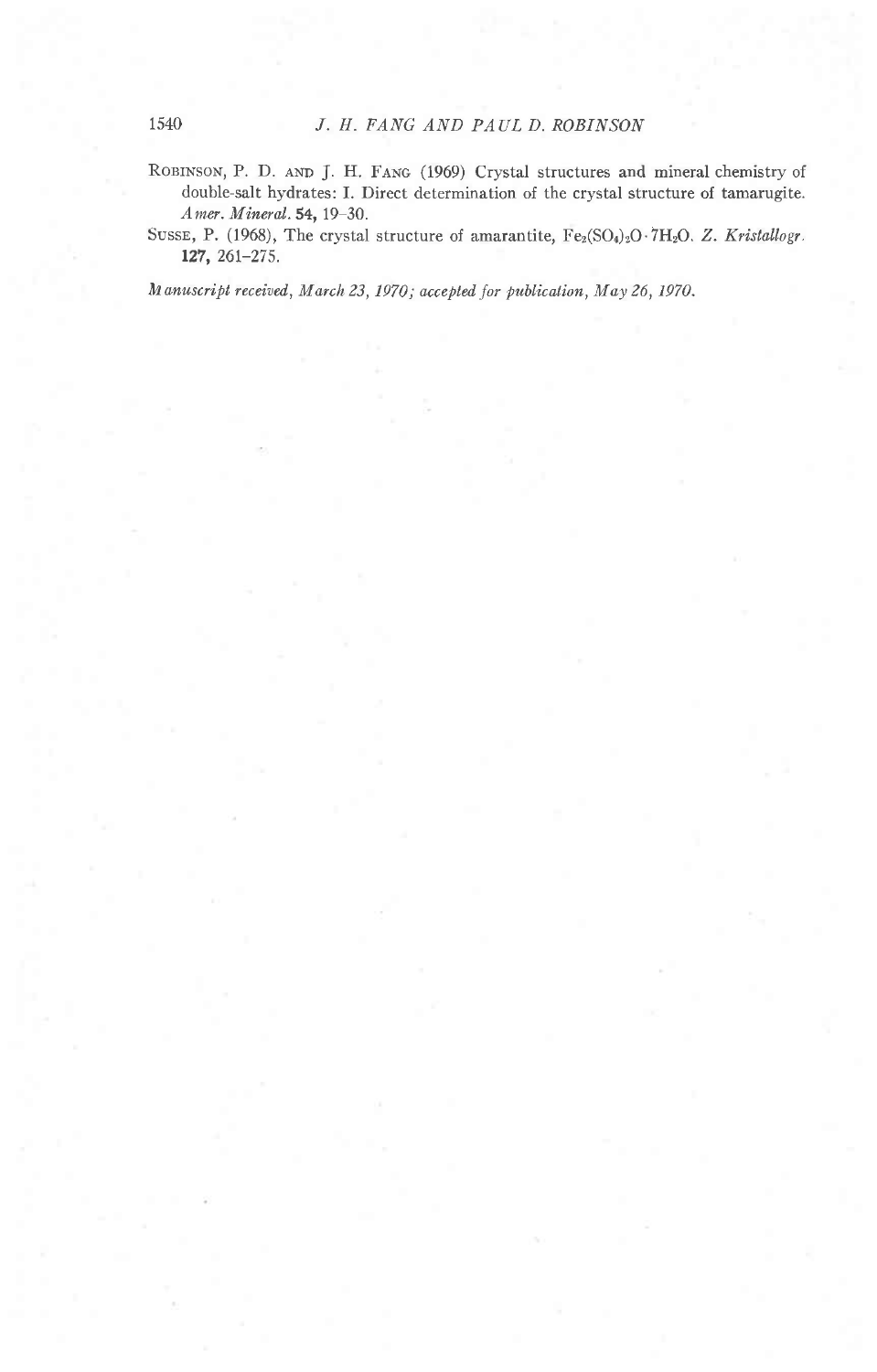Robinson, P. D. and J. H. Fang (1969) Crystal structures and mineral chemistry of double-salt hydrates: I. Direct determination of the crystal structure of tamarugite. *Amer. Mineral.* **54,** 19–30.

Susse, P. (1968), The crystal structure of amarantite, $Fe_2(SO_4)_2O \cdot 7H_2O$. *Z. Kristallogr.* **127,** 261–275.

*Manuscript received, March 23, 1970; accepted for publication, May 26, 1970.*